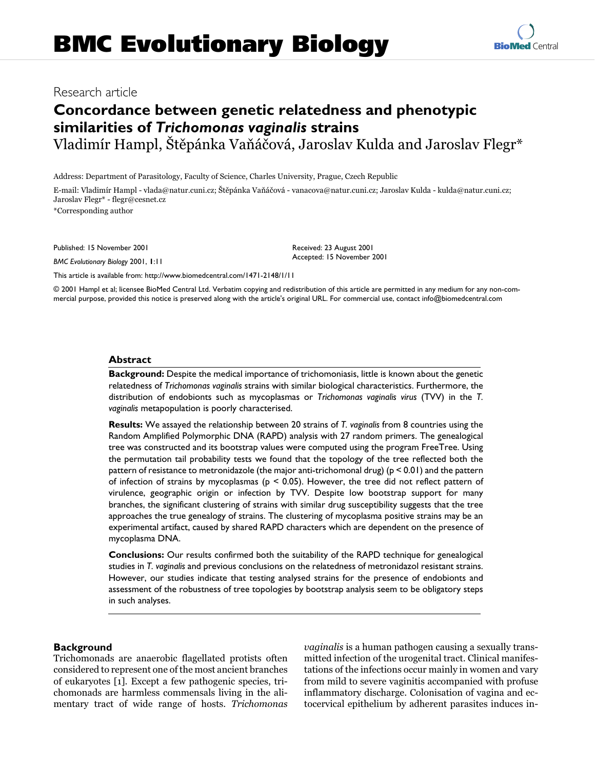# BMC Evolutionary Biology

Research article

## Concordance between genetic relatedness and phenotypic similarities of *Trichomonas vaginalis* strains

Vladimír Hampl, Štěpánka Vaňáčová, Jaroslav Kulda and Jaroslav Flegr*

Address: Department of Parasitology, Faculty of Science, Charles University, Prague, Czech Republic

E-mail: Vladimír Hampl - vlada@natur.cuni.cz; Štěpánka Vaňáčová - vanacova@natur.cuni.cz; Jaroslav Kulda - kulda@natur.cuni.cz; Jaroslav Flegr* - flegr@cesnet.cz

*Corresponding author

Published: 15 November 2001

*BMC Evolutionary Biology* 2001, **1**:11

Received: 23 August 2001
Accepted: 15 November 2001

This article is available from: http://www.biomedcentral.com/1471-2148/1/11

© 2001 Hampl et al; licensee BioMed Central Ltd. Verbatim copying and redistribution of this article are permitted in any medium for any non-commercial purpose, provided this notice is preserved along with the article's original URL. For commercial use, contact info@biomedcentral.com

### Abstract

**Background:** Despite the medical importance of trichomoniasis, little is known about the genetic relatedness of *Trichomonas vaginalis* strains with similar biological characteristics. Furthermore, the distribution of endobionts such as mycoplasmas or *Trichomonas vaginalis virus* (TVV) in the *T. vaginalis* metapopulation is poorly characterised.

**Results:** We assayed the relationship between 20 strains of *T. vaginalis* from 8 countries using the Random Amplified Polymorphic DNA (RAPD) analysis with 27 random primers. The genealogical tree was constructed and its bootstrap values were computed using the program FreeTree. Using the permutation tail probability tests we found that the topology of the tree reflected both the pattern of resistance to metronidazole (the major anti-trichomonal drug) ($p < 0.01$) and the pattern of infection of strains by mycoplasmas ($p < 0.05$). However, the tree did not reflect pattern of virulence, geographic origin or infection by TVV. Despite low bootstrap support for many branches, the significant clustering of strains with similar drug susceptibility suggests that the tree approaches the true genealogy of strains. The clustering of mycoplasma positive strains may be an experimental artifact, caused by shared RAPD characters which are dependent on the presence of mycoplasma DNA.

**Conclusions:** Our results confirmed both the suitability of the RAPD technique for genealogical studies in *T. vaginalis* and previous conclusions on the relatedness of metronidazol resistant strains. However, our studies indicate that testing analysed strains for the presence of endobionts and assessment of the robustness of tree topologies by bootstrap analysis seem to be obligatory steps in such analyses.

### Background

Trichomonads are anaerobic flagellated protists often considered to represent one of the most ancient branches of eukaryotes [1]. Except a few pathogenic species, trichomonads are harmless commensals living in the alimentary tract of wide range of hosts. *Trichomonas vaginalis* is a human pathogen causing a sexually transmitted infection of the urogenital tract. Clinical manifestations of the infections occur mainly in women and vary from mild to severe vaginitis accompanied with profuse inflammatory discharge. Colonisation of vagina and ectocervical epithelium by adherent parasites induces in-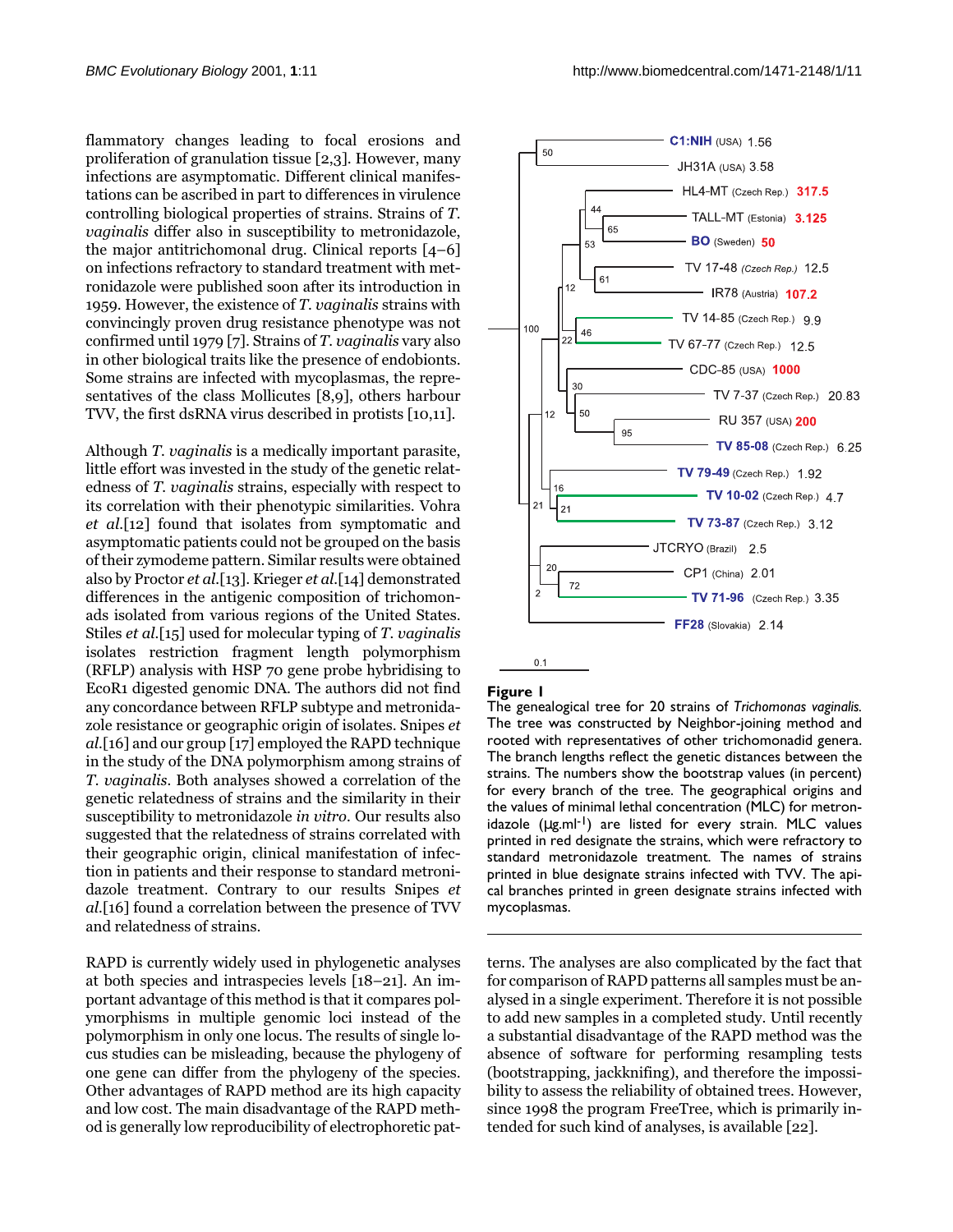flammatory changes leading to focal erosions and proliferation of granulation tissue [2,3]. However, many infections are asymptomatic. Different clinical manifestations can be ascribed in part to differences in virulence controlling biological properties of strains. Strains of *T. vaginalis* differ also in susceptibility to metronidazole, the major antitrichomonal drug. Clinical reports [4–6] on infections refractory to standard treatment with metronidazole were published soon after its introduction in 1959. However, the existence of *T. vaginalis* strains with convincingly proven drug resistance phenotype was not confirmed until 1979 [7]. Strains of *T. vaginalis* vary also in other biological traits like the presence of endobionts. Some strains are infected with mycoplasmas, the representatives of the class Mollicutes [8,9], others harbour TVV, the first dsRNA virus described in protists [10,11].

Although *T. vaginalis* is a medically important parasite, little effort was invested in the study of the genetic relatedness of *T. vaginalis* strains, especially with respect to its correlation with their phenotypic similarities. Vohra *et al.*[12] found that isolates from symptomatic and asymptomatic patients could not be grouped on the basis of their zymodeme pattern. Similar results were obtained also by Proctor *et al.*[13]. Krieger *et al.*[14] demonstrated differences in the antigenic composition of trichomonads isolated from various regions of the United States. Stiles *et al.*[15] used for molecular typing of *T. vaginalis* isolates restriction fragment length polymorphism (RFLP) analysis with HSP 70 gene probe hybridising to EcoR1 digested genomic DNA. The authors did not find any concordance between RFLP subtype and metronidazole resistance or geographic origin of isolates. Snipes *et al.*[16] and our group [17] employed the RAPD technique in the study of the DNA polymorphism among strains of *T. vaginalis*. Both analyses showed a correlation of the genetic relatedness of strains and the similarity in their susceptibility to metronidazole *in vitro*. Our results also suggested that the relatedness of strains correlated with their geographic origin, clinical manifestation of infection in patients and their response to standard metronidazole treatment. Contrary to our results Snipes *et al.*[16] found a correlation between the presence of TVV and relatedness of strains.

RAPD is currently widely used in phylogenetic analyses at both species and intraspecies levels [18–21]. An important advantage of this method is that it compares polymorphisms in multiple genomic loci instead of the polymorphism in only one locus. The results of single locus studies can be misleading, because the phylogeny of one gene can differ from the phylogeny of the species. Other advantages of RAPD method are its high capacity and low cost. The main disadvantage of the RAPD method is generally low reproducibility of electrophoretic patterns. The analyses are also complicated by the fact that for comparison of RAPD patterns all samples must be analysed in a single experiment. Therefore it is not possible to add new samples in a completed study. Until recently a substantial disadvantage of the RAPD method was the absence of software for performing resampling tests (bootstrapping, jackknifing), and therefore the impossibility to assess the reliability of obtained trees. However, since 1998 the program FreeTree, which is primarily intended for such kind of analyses, is available [22].

**Figure 1**

The genealogical tree for 20 strains of *Trichomonas vaginalis*. The tree was constructed by Neighbor-joining method and rooted with representatives of other trichomonadid genera. The branch lengths reflect the genetic distances between the strains. The numbers show the bootstrap values (in percent) for every branch of the tree. The geographical origins and the values of minimal lethal concentration (MLC) for metronidazole (μg.ml$^{-1}$) are listed for every strain. MLC values printed in red designate the strains, which were refractory to standard metronidazole treatment. The names of strains printed in blue designate strains infected with TVV. The apical branches printed in green designate strains infected with mycoplasmas.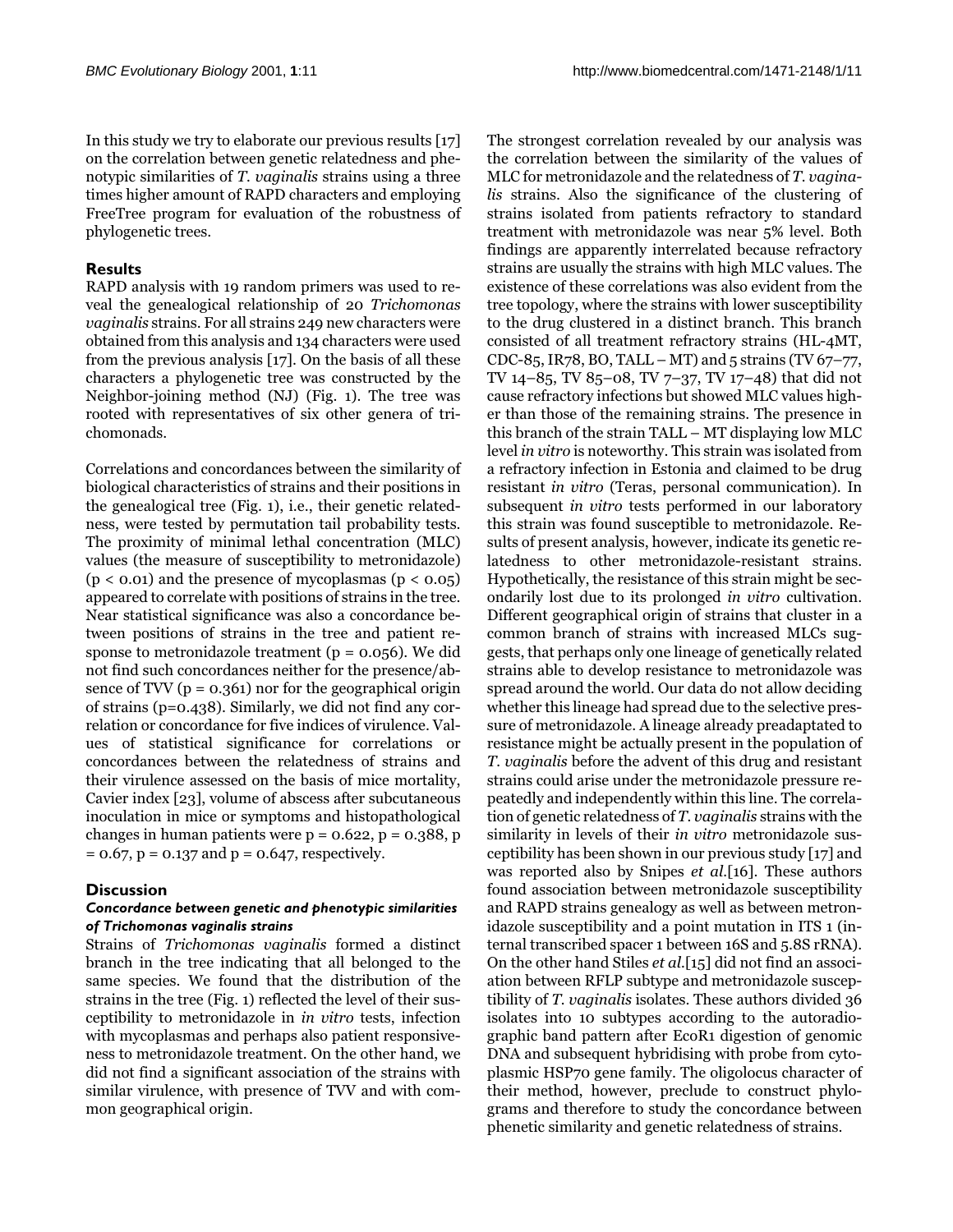In this study we try to elaborate our previous results [17] on the correlation between genetic relatedness and phenotypic similarities of *T. vaginalis* strains using a three times higher amount of RAPD characters and employing FreeTree program for evaluation of the robustness of phylogenetic trees.

## Results

RAPD analysis with 19 random primers was used to reveal the genealogical relationship of 20 *Trichomonas vaginalis* strains. For all strains 249 new characters were obtained from this analysis and 134 characters were used from the previous analysis [17]. On the basis of all these characters a phylogenetic tree was constructed by the Neighbor-joining method (NJ) (Fig. 1). The tree was rooted with representatives of six other genera of trichomonads.

Correlations and concordances between the similarity of biological characteristics of strains and their positions in the genealogical tree (Fig. 1), i.e., their genetic relatedness, were tested by permutation tail probability tests. The proximity of minimal lethal concentration (MLC) values (the measure of susceptibility to metronidazole) ($p < 0.01$) and the presence of mycoplasmas ($p < 0.05$) appeared to correlate with positions of strains in the tree. Near statistical significance was also a concordance between positions of strains in the tree and patient response to metronidazole treatment ($p = 0.056$). We did not find such concordances neither for the presence/absence of TVV ($p = 0.361$) nor for the geographical origin of strains ($p=0.438$). Similarly, we did not find any correlation or concordance for five indices of virulence. Values of statistical significance for correlations or concordances between the relatedness of strains and their virulence assessed on the basis of mice mortality, Cavier index [23], volume of abscess after subcutaneous inoculation in mice or symptoms and histopathological changes in human patients were $p = 0.622$, $p = 0.388$, $p = 0.67$, $p = 0.137$ and $p = 0.647$, respectively.

## Discussion

### Concordance between genetic and phenotypic similarities of *Trichomonas vaginalis* strains

Strains of *Trichomonas vaginalis* formed a distinct branch in the tree indicating that all belonged to the same species. We found that the distribution of the strains in the tree (Fig. 1) reflected the level of their susceptibility to metronidazole in *in vitro* tests, infection with mycoplasmas and perhaps also patient responsiveness to metronidazole treatment. On the other hand, we did not find a significant association of the strains with similar virulence, with presence of TVV and with common geographical origin.

The strongest correlation revealed by our analysis was the correlation between the similarity of the values of MLC for metronidazole and the relatedness of *T. vaginalis* strains. Also the significance of the clustering of strains isolated from patients refractory to standard treatment with metronidazole was near 5% level. Both findings are apparently interrelated because refractory strains are usually the strains with high MLC values. The existence of these correlations was also evident from the tree topology, where the strains with lower susceptibility to the drug clustered in a distinct branch. This branch consisted of all treatment refractory strains (HL-4MT, CDC-85, IR78, BO, TALL – MT) and 5 strains (TV 67–77, TV 14–85, TV 85–08, TV 7–37, TV 17–48) that did not cause refractory infections but showed MLC values higher than those of the remaining strains. The presence in this branch of the strain TALL – MT displaying low MLC level *in vitro* is noteworthy. This strain was isolated from a refractory infection in Estonia and claimed to be drug resistant *in vitro* (Teras, personal communication). In subsequent *in vitro* tests performed in our laboratory this strain was found susceptible to metronidazole. Results of present analysis, however, indicate its genetic relatedness to other metronidazole-resistant strains. Hypothetically, the resistance of this strain might be secondarily lost due to its prolonged *in vitro* cultivation. Different geographical origin of strains that cluster in a common branch of strains with increased MLCs suggests, that perhaps only one lineage of genetically related strains able to develop resistance to metronidazole was spread around the world. Our data do not allow deciding whether this lineage had spread due to the selective pressure of metronidazole. A lineage already preadaptated to resistance might be actually present in the population of *T. vaginalis* before the advent of this drug and resistant strains could arise under the metronidazole pressure repeatedly and independently within this line. The correlation of genetic relatedness of *T. vaginalis* strains with the similarity in levels of their *in vitro* metronidazole susceptibility has been shown in our previous study [17] and was reported also by Snipes *et al.*[16]. These authors found association between metronidazole susceptibility and RAPD strains genealogy as well as between metronidazole susceptibility and a point mutation in ITS 1 (internal transcribed spacer 1 between 16S and 5.8S rRNA). On the other hand Stiles *et al.*[15] did not find an association between RFLP subtype and metronidazole susceptibility of *T. vaginalis* isolates. These authors divided 36 isolates into 10 subtypes according to the autoradiographic band pattern after EcoR1 digestion of genomic DNA and subsequent hybridising with probe from cytoplasmic HSP70 gene family. The oligolocus character of their method, however, preclude to construct phylograms and therefore to study the concordance between phenetic similarity and genetic relatedness of strains.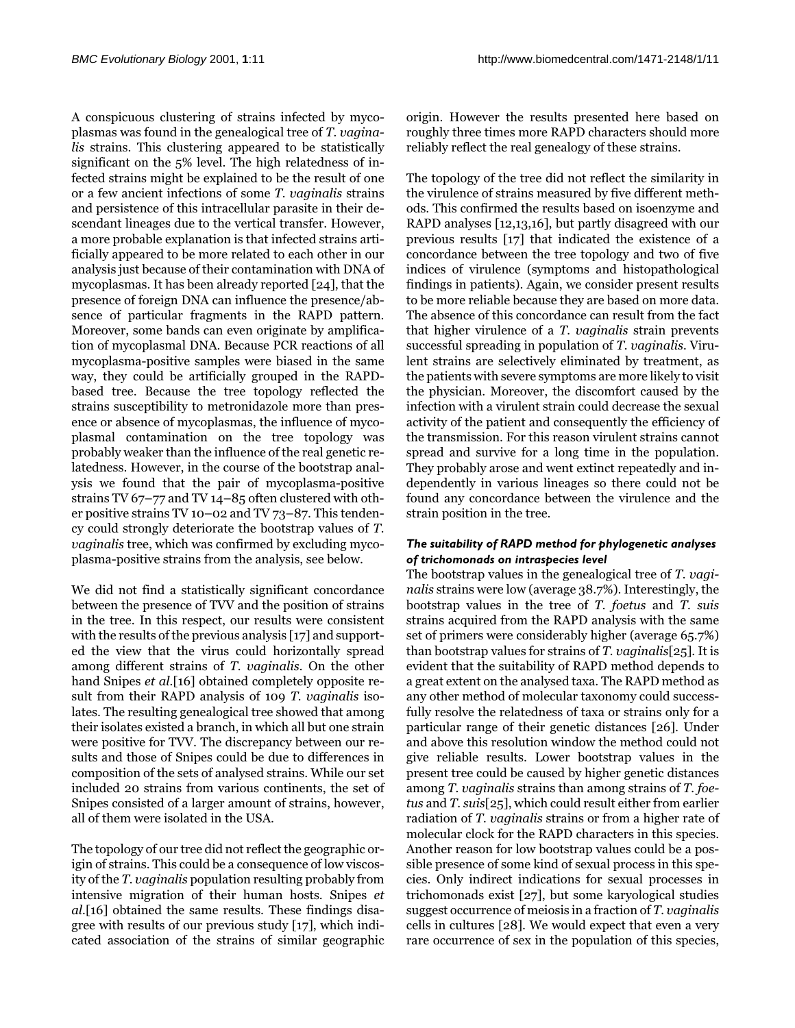A conspicuous clustering of strains infected by mycoplasmas was found in the genealogical tree of *T. vaginalis* strains. This clustering appeared to be statistically significant on the 5% level. The high relatedness of infected strains might be explained to be the result of one or a few ancient infections of some *T. vaginalis* strains and persistence of this intracellular parasite in their descendant lineages due to the vertical transfer. However, a more probable explanation is that infected strains artificially appeared to be more related to each other in our analysis just because of their contamination with DNA of mycoplasmas. It has been already reported [24], that the presence of foreign DNA can influence the presence/absence of particular fragments in the RAPD pattern. Moreover, some bands can even originate by amplification of mycoplasmal DNA. Because PCR reactions of all mycoplasma-positive samples were biased in the same way, they could be artificially grouped in the RAPD-based tree. Because the tree topology reflected the strains susceptibility to metronidazole more than presence or absence of mycoplasmas, the influence of mycoplasmal contamination on the tree topology was probably weaker than the influence of the real genetic relatedness. However, in the course of the bootstrap analysis we found that the pair of mycoplasma-positive strains TV 67–77 and TV 14–85 often clustered with other positive strains TV 10–02 and TV 73–87. This tendency could strongly deteriorate the bootstrap values of *T. vaginalis* tree, which was confirmed by excluding mycoplasma-positive strains from the analysis, see below.

We did not find a statistically significant concordance between the presence of TVV and the position of strains in the tree. In this respect, our results were consistent with the results of the previous analysis [17] and supported the view that the virus could horizontally spread among different strains of *T. vaginalis*. On the other hand Snipes *et al.*[16] obtained completely opposite result from their RAPD analysis of 109 *T. vaginalis* isolates. The resulting genealogical tree showed that among their isolates existed a branch, in which all but one strain were positive for TVV. The discrepancy between our results and those of Snipes could be due to differences in composition of the sets of analysed strains. While our set included 20 strains from various continents, the set of Snipes consisted of a larger amount of strains, however, all of them were isolated in the USA.

The topology of our tree did not reflect the geographic origin of strains. This could be a consequence of low viscosity of the *T. vaginalis* population resulting probably from intensive migration of their human hosts. Snipes *et al.*[16] obtained the same results. These findings disagree with results of our previous study [17], which indicated association of the strains of similar geographic origin. However the results presented here based on roughly three times more RAPD characters should more reliably reflect the real genealogy of these strains.

The topology of the tree did not reflect the similarity in the virulence of strains measured by five different methods. This confirmed the results based on isoenzyme and RAPD analyses [12,13,16], but partly disagreed with our previous results [17] that indicated the existence of a concordance between the tree topology and two of five indices of virulence (symptoms and histopathological findings in patients). Again, we consider present results to be more reliable because they are based on more data. The absence of this concordance can result from the fact that higher virulence of a *T. vaginalis* strain prevents successful spreading in population of *T. vaginalis*. Virulent strains are selectively eliminated by treatment, as the patients with severe symptoms are more likely to visit the physician. Moreover, the discomfort caused by the infection with a virulent strain could decrease the sexual activity of the patient and consequently the efficiency of the transmission. For this reason virulent strains cannot spread and survive for a long time in the population. They probably arose and went extinct repeatedly and independently in various lineages so there could not be found any concordance between the virulence and the strain position in the tree.

#### *The suitability of RAPD method for phylogenetic analyses of trichomonads on intraspecies level*

The bootstrap values in the genealogical tree of *T. vaginalis* strains were low (average 38.7%). Interestingly, the bootstrap values in the tree of *T. foetus* and *T. suis* strains acquired from the RAPD analysis with the same set of primers were considerably higher (average 65.7%) than bootstrap values for strains of *T. vaginalis*[25]. It is evident that the suitability of RAPD method depends to a great extent on the analysed taxa. The RAPD method as any other method of molecular taxonomy could successfully resolve the relatedness of taxa or strains only for a particular range of their genetic distances [26]. Under and above this resolution window the method could not give reliable results. Lower bootstrap values in the present tree could be caused by higher genetic distances among *T. vaginalis* strains than among strains of *T. foetus* and *T. suis*[25], which could result either from earlier radiation of *T. vaginalis* strains or from a higher rate of molecular clock for the RAPD characters in this species. Another reason for low bootstrap values could be a possible presence of some kind of sexual process in this species. Only indirect indications for sexual processes in trichomonads exist [27], but some karyological studies suggest occurrence of meiosis in a fraction of *T. vaginalis* cells in cultures [28]. We would expect that even a very rare occurrence of sex in the population of this species,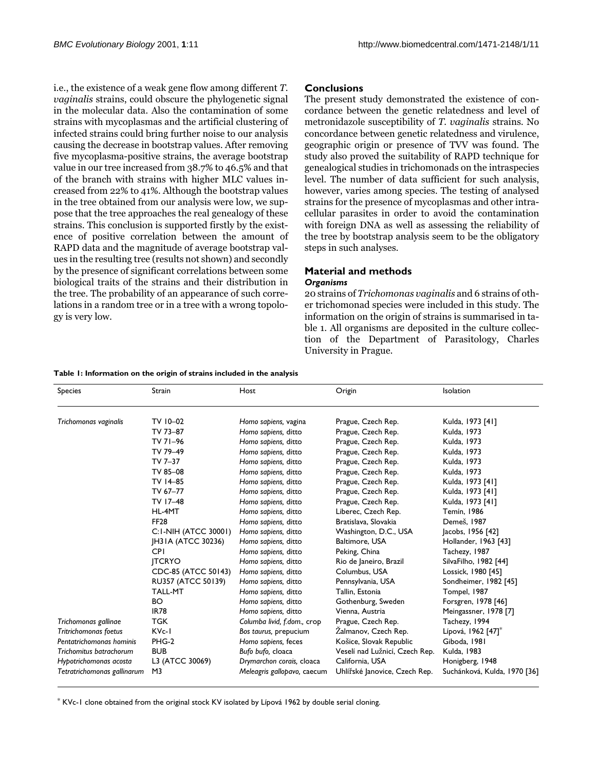i.e., the existence of a weak gene flow among different *T. vaginalis* strains, could obscure the phylogenetic signal in the molecular data. Also the contamination of some strains with mycoplasmas and the artificial clustering of infected strains could bring further noise to our analysis causing the decrease in bootstrap values. After removing five mycoplasma-positive strains, the average bootstrap value in our tree increased from 38.7% to 46.5% and that of the branch with strains with higher MLC values increased from 22% to 41%. Although the bootstrap values in the tree obtained from our analysis were low, we suppose that the tree approaches the real genealogy of these strains. This conclusion is supported firstly by the existence of positive correlation between the amount of RAPD data and the magnitude of average bootstrap values in the resulting tree (results not shown) and secondly by the presence of significant correlations between some biological traits of the strains and their distribution in the tree. The probability of an appearance of such correlations in a random tree or in a tree with a wrong topology is very low.

## Conclusions

The present study demonstrated the existence of concordance between the genetic relatedness and level of metronidazole susceptibility of *T. vaginalis* strains. No concordance between genetic relatedness and virulence, geographic origin or presence of TVV was found. The study also proved the suitability of RAPD technique for genealogical studies in trichomonads on the intraspecies level. The number of data sufficient for such analysis, however, varies among species. The testing of analysed strains for the presence of mycoplasmas and other intracellular parasites in order to avoid the contamination with foreign DNA as well as assessing the reliability of the tree by bootstrap analysis seem to be the obligatory steps in such analyses.

## Material and methods

### Organisms

20 strains of *Trichomonas vaginalis* and 6 strains of other trichomonad species were included in this study. The information on the origin of strains is summarised in table 1. All organisms are deposited in the culture collection of the Department of Parasitology, Charles University in Prague.

**Table 1: Information on the origin of strains included in the analysis**

| Species | Strain | Host | Origin | Isolation |
|---|---|---|---|---|
| *Trichomonas vaginalis* | TV 10–02 | *Homo sapiens*, vagina | Prague, Czech Rep. | Kulda, 1973 [41] |
| | TV 73–87 | *Homo sapiens*, ditto | Prague, Czech Rep. | Kulda, 1973 |
| | TV 71–96 | *Homo sapiens*, ditto | Prague, Czech Rep. | Kulda, 1973 |
| | TV 79–49 | *Homo sapiens*, ditto | Prague, Czech Rep. | Kulda, 1973 |
| | TV 7–37 | *Homo sapiens*, ditto | Prague, Czech Rep. | Kulda, 1973 |
| | TV 85–08 | *Homo sapiens*, ditto | Prague, Czech Rep. | Kulda, 1973 |
| | TV 14–85 | *Homo sapiens*, ditto | Prague, Czech Rep. | Kulda, 1973 [41] |
| | TV 67–77 | *Homo sapiens*, ditto | Prague, Czech Rep. | Kulda, 1973 [41] |
| | TV 17–48 | *Homo sapiens*, ditto | Prague, Czech Rep. | Kulda, 1973 [41] |
| | HL-4MT | *Homo sapiens*, ditto | Liberec, Czech Rep. | Temín, 1986 |
| | FF28 | *Homo sapiens*, ditto | Bratislava, Slovakia | Demeš, 1987 |
| | C:1-NIH (ATCC 30001) | *Homo sapiens*, ditto | Washington, D.C., USA | Jacobs, 1956 [42] |
| | JH31A (ATCC 30236) | *Homo sapiens*, ditto | Baltimore, USA | Hollander, 1963 [43] |
| | CP1 | *Homo sapiens*, ditto | Peking, China | Tachezy, 1987 |
| | JTCRYO | *Homo sapiens*, ditto | Rio de Janeiro, Brazil | SilvaFilho, 1982 [44] |
| | CDC-85 (ATCC 50143) | *Homo sapiens*, ditto | Columbus, USA | Lossick, 1980 [45] |
| | RU357 (ATCC 50139) | *Homo sapiens*, ditto | Pennsylvania, USA | Sondheimer, 1982 [45] |
| | TALL-MT | *Homo sapiens*, ditto | Tallin, Estonia | Tompel, 1987 |
| | BO | *Homo sapiens*, ditto | Gothenburg, Sweden | Forsgren, 1978 [46] |
| | IR78 | *Homo sapiens*, ditto | Vienna, Austria | Meingassner, 1978 [7] |
| *Trichomonas gallinae* | TGK | *Columba livid, f.dom.*, crop | Prague, Czech Rep. | Tachezy, 1994 |
| *Tritrichomonas foetus* | KVc-1 | *Bos taurus*, prepucium | Žalmanov, Czech Rep. | Lípová, 1962 [47]* |
| *Pentatrichomonas hominis* | PHG-2 | *Homo sapiens*, feces | Košice, Slovak Republic | Giboda, 1981 |
| *Trichomitus batrachorum* | BUB | *Bufo bufo*, cloaca | Veselí nad Lužnicí, Czech Rep. | Kulda, 1983 |
| *Hypotrichomonas acosta* | L3 (ATCC 30069) | *Drymarchon corais*, cloaca | California, USA | Honigberg, 1948 |
| *Tetratrichomonas gallinarum* | M3 | *Meleagris gallopavo*, caecum | Uhlířské Janovice, Czech Rep. | Suchánková, Kulda, 1970 [36] |

* KVc-1 clone obtained from the original stock KV isolated by Lípová 1962 by double serial cloning.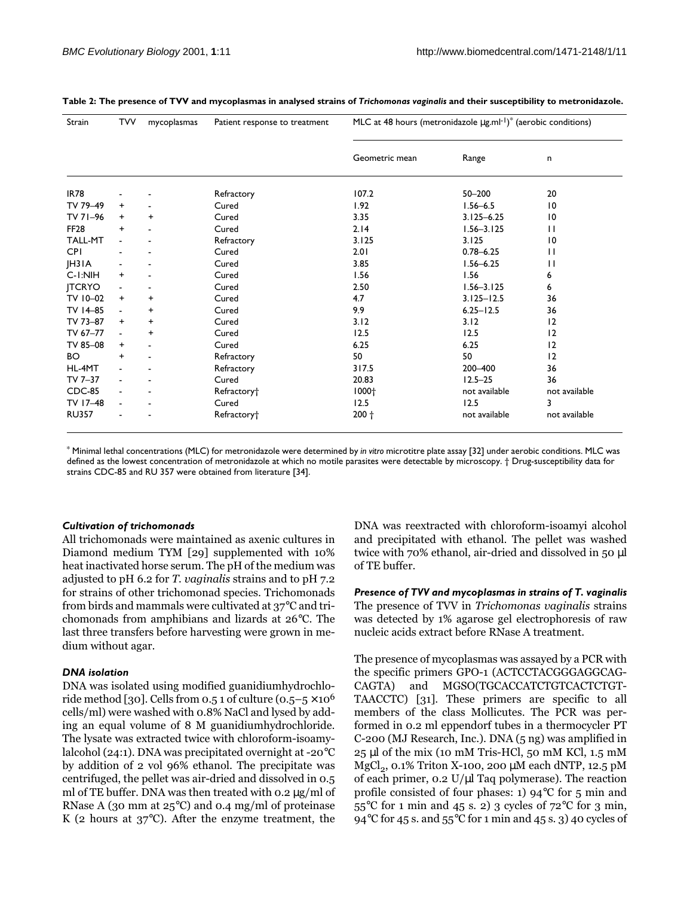**Table 2: The presence of TVV and mycoplasmas in analysed strains of *Trichomonas vaginalis* and their susceptibility to metronidazole.**

| Strain | TVV | mycoplasmas | Patient response to treatment | MLC at 48 hours (metronidazole μg.ml[-1])* (aerobic conditions) | | |
|---|---|---|---|---|---|---|
| | | | | Geometric mean | Range | n |
| IR78 | - | - | Refractory | 107.2 | 50–200 | 20 |
| TV 79–49 | + | - | Cured | 1.92 | 1.56–6.5 | 10 |
| TV 71–96 | + | + | Cured | 3.35 | 3.125–6.25 | 10 |
| FF28 | + | - | Cured | 2.14 | 1.56–3.125 | 11 |
| TALL-MT | - | - | Refractory | 3.125 | 3.125 | 10 |
| CP1 | - | - | Cured | 2.01 | 0.78–6.25 | 11 |
| JH31A | - | - | Cured | 3.85 | 1.56–6.25 | 11 |
| C-1:NIH | + | - | Cured | 1.56 | 1.56 | 6 |
| JTCRYO | - | - | Cured | 2.50 | 1.56–3.125 | 6 |
| TV 10–02 | + | + | Cured | 4.7 | 3.125–12.5 | 36 |
| TV 14–85 | - | + | Cured | 9.9 | 6.25–12.5 | 36 |
| TV 73–87 | + | + | Cured | 3.12 | 3.12 | 12 |
| TV 67–77 | - | + | Cured | 12.5 | 12.5 | 12 |
| TV 85–08 | + | - | Cured | 6.25 | 6.25 | 12 |
| BO | + | - | Refractory | 50 | 50 | 12 |
| HL-4MT | - | - | Refractory | 317.5 | 200–400 | 36 |
| TV 7–37 | - | - | Cured | 20.83 | 12.5–25 | 36 |
| CDC-85 | - | - | Refractory† | 1000† | not available | not available |
| TV 17–48 | - | - | Cured | 12.5 | 12.5 | 3 |
| RU357 | - | - | Refractory† | 200 † | not available | not available |

* Minimal lethal concentrations (MLC) for metronidazole were determined by *in vitro* microtitre plate assay [32] under aerobic conditions. MLC was defined as the lowest concentration of metronidazole at which no motile parasites were detectable by microscopy. † Drug-susceptibility data for strains CDC-85 and RU 357 were obtained from literature [34].

### *Cultivation of trichomonads*

All trichomonads were maintained as axenic cultures in Diamond medium TYM [29] supplemented with 10% heat inactivated horse serum. The pH of the medium was adjusted to pH 6.2 for *T. vaginalis* strains and to pH 7.2 for strains of other trichomonad species. Trichomonads from birds and mammals were cultivated at 37°C and trichomonads from amphibians and lizards at 26°C. The last three transfers before harvesting were grown in medium without agar.

### *DNA isolation*

DNA was isolated using modified guanidiumhydrochloride method [30]. Cells from 0.5 1 of culture (0.5–5 $\times 10^6$ cells/ml) were washed with 0.8% NaCl and lysed by adding an equal volume of 8 M guanidiumhydrochloride. The lysate was extracted twice with chloroform-isoamylalcohol (24:1). DNA was precipitated overnight at -20°C by addition of 2 vol 96% ethanol. The precipitate was centrifuged, the pellet was air-dried and dissolved in 0.5 ml of TE buffer. DNA was then treated with 0.2 μg/ml of RNase A (30 mm at 25°C) and 0.4 mg/ml of proteinase K (2 hours at 37°C). After the enzyme treatment, the DNA was reextracted with chloroform-isoamyi alcohol and precipitated with ethanol. The pellet was washed twice with 70% ethanol, air-dried and dissolved in 50 μl of TE buffer.

### *Presence of TVV and mycoplasmas in strains of T. vaginalis*

The presence of TVV in *Trichomonas vaginalis* strains was detected by 1% agarose gel electrophoresis of raw nucleic acids extract before RNase A treatment.

The presence of mycoplasmas was assayed by a PCR with the specific primers GPO-1 (ACTCCTACGGGAGGCAGCAGTA) and MGSO(TGCACCATCTGTCACTCTGTTAACCTC) [31]. These primers are specific to all members of the class Mollicutes. The PCR was performed in 0.2 ml eppendorf tubes in a thermocycler PT C-200 (MJ Research, Inc.). DNA (5 ng) was amplified in 25 μl of the mix (10 mM Tris-HCl, 50 mM KCl, 1.5 mM $MgCl_2$, 0.1% Triton X-100, 200 μM each dNTP, 12.5 pM of each primer, 0.2 U/μl Taq polymerase). The reaction profile consisted of four phases: 1) 94°C for 5 min and 55°C for 1 min and 45 s. 2) 3 cycles of 72°C for 3 min, 94°C for 45 s. and 55°C for 1 min and 45 s. 3) 40 cycles of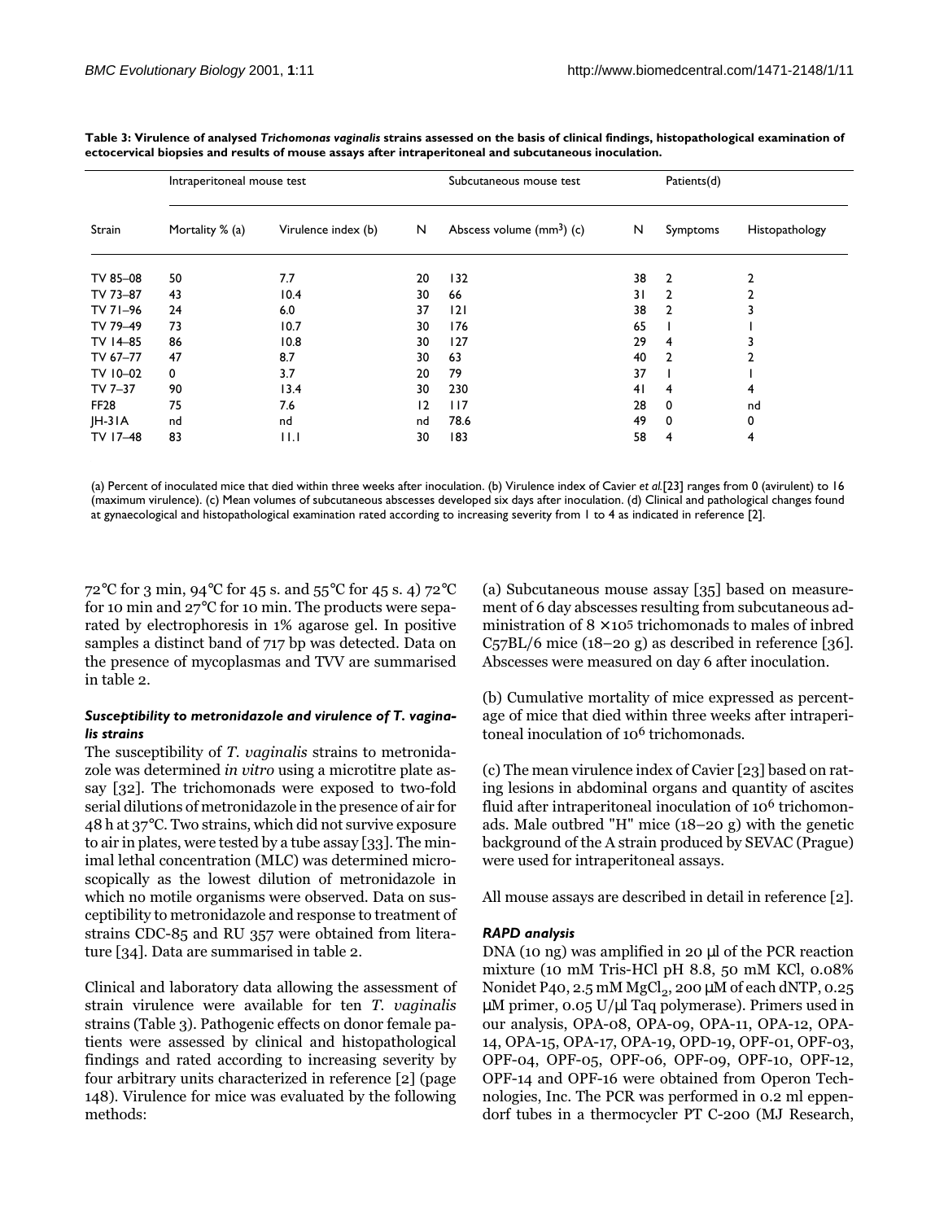**Table 3: Virulence of analysed *Trichomonas vaginalis* strains assessed on the basis of clinical findings, histopathological examination of ectocervical biopsies and results of mouse assays after intraperitoneal and subcutaneous inoculation.**

| | Intraperitoneal mouse test | | | Subcutaneous mouse test | | Patients(d) | |
|---|---|---|---|---|---|---|---|
| Strain | Mortality % (a) | Virulence index (b) | N | Abscess volume (mm$^3$) (c) | N | Symptoms | Histopathology |
| TV 85–08 | 50 | 7.7 | 20 | 132 | 38 | 2 | 2 |
| TV 73–87 | 43 | 10.4 | 30 | 66 | 31 | 2 | 2 |
| TV 71–96 | 24 | 6.0 | 37 | 121 | 38 | 2 | 3 |
| TV 79–49 | 73 | 10.7 | 30 | 176 | 65 | 1 | 1 |
| TV 14–85 | 86 | 10.8 | 30 | 127 | 29 | 4 | 3 |
| TV 67–77 | 47 | 8.7 | 30 | 63 | 40 | 2 | 2 |
| TV 10–02 | 0 | 3.7 | 20 | 79 | 37 | 1 | 1 |
| TV 7–37 | 90 | 13.4 | 30 | 230 | 41 | 4 | 4 |
| FF28 | 75 | 7.6 | 12 | 117 | 28 | 0 | nd |
| JH-31A | nd | nd | nd | 78.6 | 49 | 0 | 0 |
| TV 17–48 | 83 | 11.1 | 30 | 183 | 58 | 4 | 4 |

(a) Percent of inoculated mice that died within three weeks after inoculation. (b) Virulence index of Cavier *et al.*[23] ranges from 0 (avirulent) to 16 (maximum virulence). (c) Mean volumes of subcutaneous abscesses developed six days after inoculation. (d) Clinical and pathological changes found at gynaecological and histopathological examination rated according to increasing severity from 1 to 4 as indicated in reference [2].

72°C for 3 min, 94°C for 45 s. and 55°C for 45 s. 4) 72°C for 10 min and 27°C for 10 min. The products were separated by electrophoresis in 1% agarose gel. In positive samples a distinct band of 717 bp was detected. Data on the presence of mycoplasmas and TVV are summarised in table 2.

### *Susceptibility to metronidazole and virulence of T. vaginalis strains*

The susceptibility of *T. vaginalis* strains to metronidazole was determined *in vitro* using a microtitre plate assay [32]. The trichomonads were exposed to two-fold serial dilutions of metronidazole in the presence of air for 48 h at 37°C. Two strains, which did not survive exposure to air in plates, were tested by a tube assay [33]. The minimal lethal concentration (MLC) was determined microscopically as the lowest dilution of metronidazole in which no motile organisms were observed. Data on susceptibility to metronidazole and response to treatment of strains CDC-85 and RU 357 were obtained from literature [34]. Data are summarised in table 2.

Clinical and laboratory data allowing the assessment of strain virulence were available for ten *T. vaginalis* strains (Table 3). Pathogenic effects on donor female patients were assessed by clinical and histopathological findings and rated according to increasing severity by four arbitrary units characterized in reference [2] (page 148). Virulence for mice was evaluated by the following methods:

(a) Subcutaneous mouse assay [35] based on measurement of 6 day abscesses resulting from subcutaneous administration of 8 × $10^5$ trichomonads to males of inbred C57BL/6 mice (18–20 g) as described in reference [36]. Abscesses were measured on day 6 after inoculation.

(b) Cumulative mortality of mice expressed as percentage of mice that died within three weeks after intraperitoneal inoculation of $10^6$ trichomonads.

(c) The mean virulence index of Cavier [23] based on rating lesions in abdominal organs and quantity of ascites fluid after intraperitoneal inoculation of $10^6$ trichomonads. Male outbred "H" mice (18–20 g) with the genetic background of the A strain produced by SEVAC (Prague) were used for intraperitoneal assays.

All mouse assays are described in detail in reference [2].

### *RAPD analysis*

DNA (10 ng) was amplified in 20 µl of the PCR reaction mixture (10 mM Tris-HCl pH 8.8, 50 mM KCl, 0.08% Nonidet P40, 2.5 mM $MgCl_2$, 200 µM of each dNTP, 0.25 µM primer, 0.05 U/µl Taq polymerase). Primers used in our analysis, OPA-08, OPA-09, OPA-11, OPA-12, OPA-14, OPA-15, OPA-17, OPA-19, OPD-19, OPF-01, OPF-03, OPF-04, OPF-05, OPF-06, OPF-09, OPF-10, OPF-12, OPF-14 and OPF-16 were obtained from Operon Technologies, Inc. The PCR was performed in 0.2 ml eppendorf tubes in a thermocycler PT C-200 (MJ Research,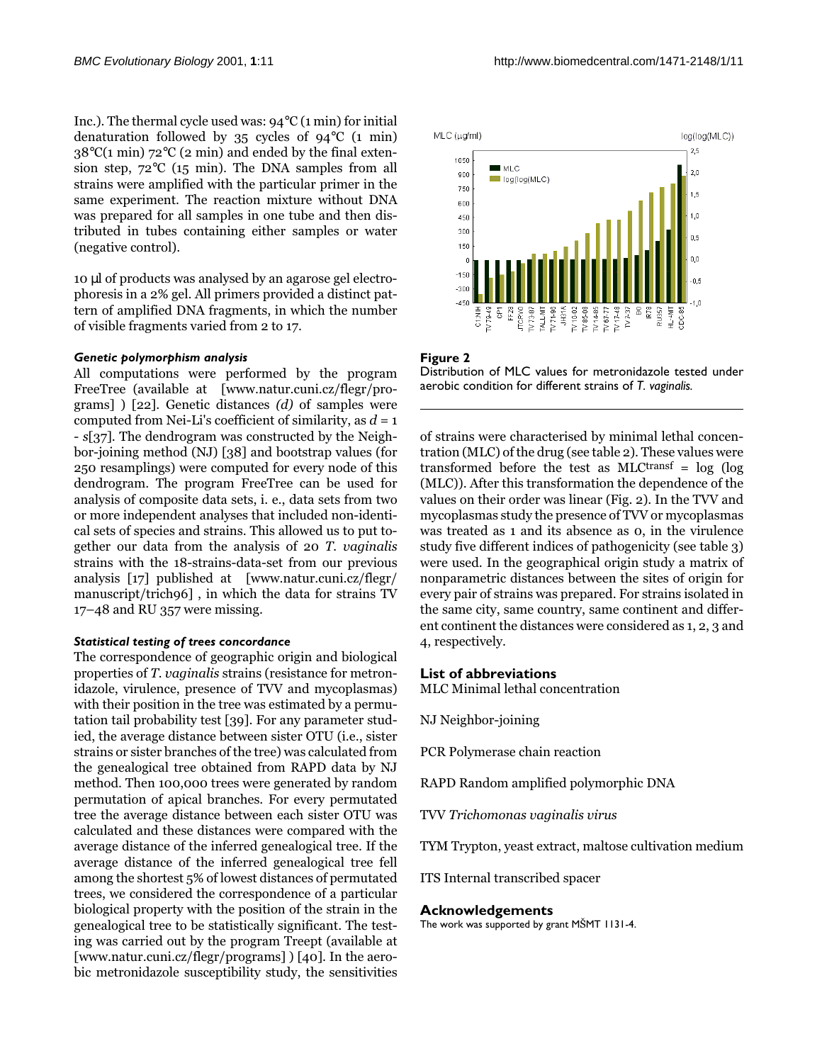Inc.). The thermal cycle used was: 94°C (1 min) for initial denaturation followed by 35 cycles of 94°C (1 min) 38°C(1 min) 72°C (2 min) and ended by the final extension step, 72°C (15 min). The DNA samples from all strains were amplified with the particular primer in the same experiment. The reaction mixture without DNA was prepared for all samples in one tube and then distributed in tubes containing either samples or water (negative control).

10 μl of products was analysed by an agarose gel electrophoresis in a 2% gel. All primers provided a distinct pattern of amplified DNA fragments, in which the number of visible fragments varied from 2 to 17.

### *Genetic polymorphism analysis*

All computations were performed by the program FreeTree (available at [www.natur.cuni.cz/flegr/programs] ) [22]. Genetic distances *(d)* of samples were computed from Nei-Li's coefficient of similarity, as $d = 1 - s$[37]. The dendrogram was constructed by the Neighbor-joining method (NJ) [38] and bootstrap values (for 250 resamplings) were computed for every node of this dendrogram. The program FreeTree can be used for analysis of composite data sets, i. e., data sets from two or more independent analyses that included non-identical sets of species and strains. This allowed us to put together our data from the analysis of 20 *T. vaginalis* strains with the 18-strains-data-set from our previous analysis [17] published at [www.natur.cuni.cz/flegr/manuscript/trich96] , in which the data for strains TV 17–48 and RU 357 were missing.

### *Statistical testing of trees concordance*

The correspondence of geographic origin and biological properties of *T. vaginalis* strains (resistance for metronidazole, virulence, presence of TVV and mycoplasmas) with their position in the tree was estimated by a permutation tail probability test [39]. For any parameter studied, the average distance between sister OTU (i.e., sister strains or sister branches of the tree) was calculated from the genealogical tree obtained from RAPD data by NJ method. Then 100,000 trees were generated by random permutation of apical branches. For every permutated tree the average distance between each sister OTU was calculated and these distances were compared with the average distance of the inferred genealogical tree. If the average distance of the inferred genealogical tree fell among the shortest 5% of lowest distances of permutated trees, we considered the correspondence of a particular biological property with the position of the strain in the genealogical tree to be statistically significant. The testing was carried out by the program Treept (available at [www.natur.cuni.cz/flegr/programs] ) [40]. In the aerobic metronidazole susceptibility study, the sensitivities of strains were characterised by minimal lethal concentration (MLC) of the drug (see table 2). These values were transformed before the test as $MLC^{transf} = \log(\log(MLC))$. After this transformation the dependence of the values on their order was linear (Fig. 2). In the TVV and mycoplasmas study the presence of TVV or mycoplasmas was treated as 1 and its absence as 0, in the virulence study five different indices of pathogenicity (see table 3) were used. In the geographical origin study a matrix of nonparametric distances between the sites of origin for every pair of strains was prepared. For strains isolated in the same city, same country, same continent and different continent the distances were considered as 1, 2, 3 and 4, respectively.

**Figure 2**
Distribution of MLC values for metronidazole tested under aerobic condition for different strains of *T. vaginalis.*

## List of abbreviations

MLC Minimal lethal concentration

NJ Neighbor-joining

PCR Polymerase chain reaction

RAPD Random amplified polymorphic DNA

TVV *Trichomonas vaginalis virus*

TYM Trypton, yeast extract, maltose cultivation medium

ITS Internal transcribed spacer

## Acknowledgements

The work was supported by grant MŠMT 1131-4.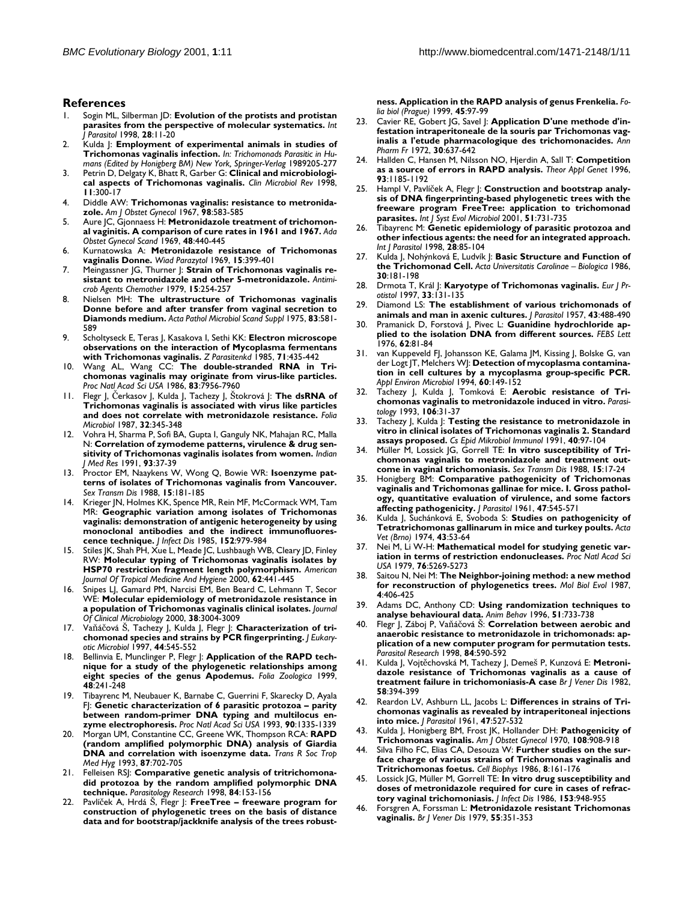## References

1. Sogin ML, Silberman JD: **Evolution of the protists and protistan parasites from the perspective of molecular systematics.** *Int J Parasitol* 1998, **28**:11-20
2. Kulda J: **Employment of experimental animals in studies of Trichomonas vaginalis infection.** *In: Trichomonads Parasitic in Humans (Edited by Honigberg BM) New York, Springer-Verlag* 1989205-277
3. Petrin D, Delgaty K, Bhatt R, Garber G: **Clinical and microbiological aspects of Trichomonas vaginalis.** *Clin Microbiol Rev* 1998, **11**:300-17
4. Diddle AW: **Trichomonas vaginalis: resistance to metronidazole.** *Am J Obstet Gynecol* 1967, **98**:583-585
5. Aure JC, Gjonnaess H: **Metronidazole treatment of trichomonal vaginitis. A comparison of cure rates in 1961 and 1967.** *Ada Obstet Gynecol Scand* 1969, **48**:440-445
6. Kurnatowska A: **Metronidazole resistance of Trichomonas vaginalis Donne.** *Wiad Parazytol* 1969, **15**:399-401
7. Meingassner JG, Thurner J: **Strain of Trichomonas vaginalis resistant to metronidazole and other 5-metronidazole.** *Antimicrob Agents Chemother* 1979, **15**:254-257
8. Nielsen MH: **The ultrastructure of Trichomonas vaginalis Donne before and after transfer from vaginal secretion to Diamonds medium.** *Acta Pathol Microbiol Scand Suppl* 1975, **83**:581-589
9. Scholtyseck E, Teras J, Kasakova I, Sethi KK: **Electron microscope observations on the interaction of Mycoplasma fermentans with Trichomonas vaginalis.** *Z Parasitenkd* 1985, **71**:435-442
10. Wang AL, Wang CC: **The double-stranded RNA in Trichomonas vaginalis may originate from virus-like particles.** *Proc Natl Acad Sci USA* 1986, **83**:7956-7960
11. Flegr J, Čerkasov J, Kulda J, Tachezy J, Štokrová J: **The dsRNA of Trichomonas vaginalis is associated with virus like particles and does not correlate with metronidazole resistance.** *Folia Microbiol* 1987, **32**:345-348
12. Vohra H, Sharma P, Sofi BA, Gupta I, Ganguly NK, Mahajan RC, Malla N: **Correlation of zymodeme patterns, virulence & drug sensitivity of Trichomonas vaginalis isolates from women.** *Indian J Med Res* 1991, **93**:37-39
13. Proctor EM, Naaykens W, Wong Q, Bowie WR: **Isoenzyme patterns of isolates of Trichomonas vaginalis from Vancouver.** *Sex Transm Dis* 1988, **15**:181-185
14. Krieger JN, Holmes KK, Spence MR, Rein MF, McCormack WM, Tam MR: **Geographic variation among isolates of Trichomonas vaginalis: demonstration of antigenic heterogeneity by using monoclonal antibodies and the indirect immunofluorescence technique.** *J Infect Dis* 1985, **152**:979-984
15. Stiles JK, Shah PH, Xue L, Meade JC, Lushbaugh WB, Cleary JD, Finley RW: **Molecular typing of Trichomonas vaginalis isolates by HSP70 restriction fragment length polymorphism.** *American Journal Of Tropical Medicine And Hygiene* 2000, **62**:441-445
16. Snipes LJ, Gamard PM, Narcisi EM, Ben Beard C, Lehmann T, Secor WE: **Molecular epidemiology of metronidazole resistance in a population of Trichomonas vaginalis clinical isolates.** *Journal Of Clinical Microbiology* 2000, **38**:3004-3009
17. Vaňáčová Š, Tachezy J, Kulda J, Flegr J: **Characterization of trichomonad species and strains by PCR fingerprinting.** *J Eukaryotic Microbiol* 1997, **44**:545-552
18. Bellinvia E, Munclinger P, Flegr J: **Application of the RAPD technique for a study of the phylogenetic relationships among eight species of the genus Apodemus.** *Folia Zoologica* 1999, **48**:241-248
19. Tibayrenc M, Neubauer K, Barnabe C, Guerrini F, Skarecky D, Ayala FJ: **Genetic characterization of 6 parasitic protozoa – parity between random-primer DNA typing and multilocus enzyme electrophoresis.** *Proc Natl Acad Sci USA* 1993, **90**:1335-1339
20. Morgan UM, Constantine CC, Greene WK, Thompson RCA: **RAPD (random amplified polymorphic DNA) analysis of Giardia DNA and correlation with isoenzyme data.** *Trans R Soc Trop Med Hyg* 1993, **87**:702-705
21. Felleisen RSJ: **Comparative genetic analysis of tritrichomonadid protozoa by the random amplified polymorphic DNA technique.** *Parasitology Research* 1998, **84**:153-156
22. Pavlíček A, Hrdá Š, Flegr J: **FreeTree – freeware program for construction of phylogenetic trees on the basis of distance data and for bootstrap/jackknife analysis of the trees robustness. Application in the RAPD analysis of genus Frenkelia.** *Folia biol (Prague)* 1999, **45**:97-99
23. Cavier RE, Gobert JG, Savel J: **Application D'une methode d'infestation intraperitoneale de la souris par Trichomonas vaginalis a l'etude pharmacologique des trichomonacides.** *Ann Pharm Fr* 1972, **30**:637-642
24. Hallden C, Hansen M, Nilsson NO, Hjerdin A, Sall T: **Competition as a source of errors in RAPD analysis.** *Theor Appl Genet* 1996, **93**:1185-1192
25. Hampl V, Pavlíček A, Flegr J: **Construction and bootstrap analysis of DNA fingerprinting-based phylogenetic trees with the freeware program FreeTree: application to trichomonad parasites.** *Int J Syst Evol Microbiol* 2001, **51**:731-735
26. Tibayrenc M: **Genetic epidemiology of parasitic protozoa and other infectious agents: the need for an integrated approach.** *Int J Parasitol* 1998, **28**:85-104
27. Kulda J, Nohýnková E, Ludvík J: **Basic Structure and Function of the Trichomonad Cell.** *Acta Universitatis Carolinae – Biologica* 1986, **30**:181-198
28. Drmota T, Král J: **Karyotype of Trichomonas vaginalis.** *Eur J Protistol* 1997, **33**:131-135
29. Diamond LS: **The establishment of various trichomonads of animals and man in axenic cultures.** *J Parasitol* 1957, **43**:488-490
30. Pramanick D, Forstová J, Pivec L: **Guanidine hydrochloride applied to the isolation DNA from different sources.** *FEBS Lett* 1976, **62**:81-84
31. van Kuppeveld FJ, Johansson KE, Galama JM, Kissing J, Bolske G, van der Logt JT, Melchers WJ: **Detection of mycoplasma contamination in cell cultures by a mycoplasma group-specific PCR.** *Appl Environ Microbiol* 1994, **60**:149-152
32. Tachezy J, Kulda J, Tomková E: **Aerobic resistance of Trichomonas vaginalis to metronidazole induced in vitro.** *Parasitology* 1993, **106**:31-37
33. Tachezy J, Kulda J: **Testing the resistance to metronidazole in vitro in clinical isolates of Trichomonas vaginalis 2. Standard assays proposed.** *Cs Epid Mikrobiol Immunol* 1991, **40**:97-104
34. Müller M, Lossick JG, Gorrell TE: **In vitro susceptibility of Trichomonas vaginalis to metronidazole and treatment outcome in vaginal trichomoniasis.** *Sex Transm Dis* 1988, **15**:17-24
35. Honigberg BM: **Comparative pathogenicity of Trichomonas vaginalis and Trichomonas gallinae for mice. I. Gross pathology, quantitative evaluation of virulence, and some factors affecting pathogenicity.** *J Parasitol* 1961, **47**:545-571
36. Kulda J, Suchánková E, Svoboda S: **Studies on pathogenicity of Tetratrichomonas gallinarum in mice and turkey poults.** *Acta Vet (Brno)* 1974, **43**:53-64
37. Nei M, Li W-H: **Mathematical model for studying genetic variation in terms of restriction endonucleases.** *Proc Natl Acad Sci USA* 1979, **76**:5269-5273
38. Saitou N, Nei M: **The Neighbor-joining method: a new method for reconstruction of phylogenetics trees.** *Mol Biol Evol* 1987, **4**:406-425
39. Adams DC, Anthony CD: **Using randomization techniques to analyse behavioural data.** *Anim Behav* 1996, **51**:733-738
40. Flegr J, Záboj P, Vaňáčová Š: **Correlation between aerobic and anaerobic resistance to metronidazole in trichomonads: application of a new computer program for permutation tests.** *Parasitol Research* 1998, **84**:590-592
41. Kulda J, Vojtěchovská M, Tachezy J, Demeš P, Kunzová E: **Metronidazole resistance of Trichomonas vaginalis as a cause of treatment failure in trichomoniasis-A case** *Br J Vener Dis* 1982, **58**:394-399
42. Reardon LV, Ashburn LL, Jacobs L: **Differences in strains of Trichomonas vaginalis as revealed by intraperitoneal injections into mice.** *J Parasitol* 1961, **47**:527-532
43. Kulda J, Honigberg BM, Frost JK, Hollander DH: **Pathogenicity of Trichomonas vaginalis.** *Am J Obstet Gynecol* 1970, **108**:908-918
44. Silva Filho FC, Elias CA, Desouza W: **Further studies on the surface charge of various strains of Trichomonas vaginalis and Tritrichomonas foetus.** *Cell Biophys* 1986, **8**:161-176
45. Lossick JG, Müller M, Gorrell TE: **In vitro drug susceptibility and doses of metronidazole required for cure in cases of refractory vaginal trichomoniasis.** *J Infect Dis* 1986, **153**:948-955
46. Forsgren A, Forssman L: **Metronidazole resistant Trichomonas vaginalis.** *Br J Vener Dis* 1979, **55**:351-353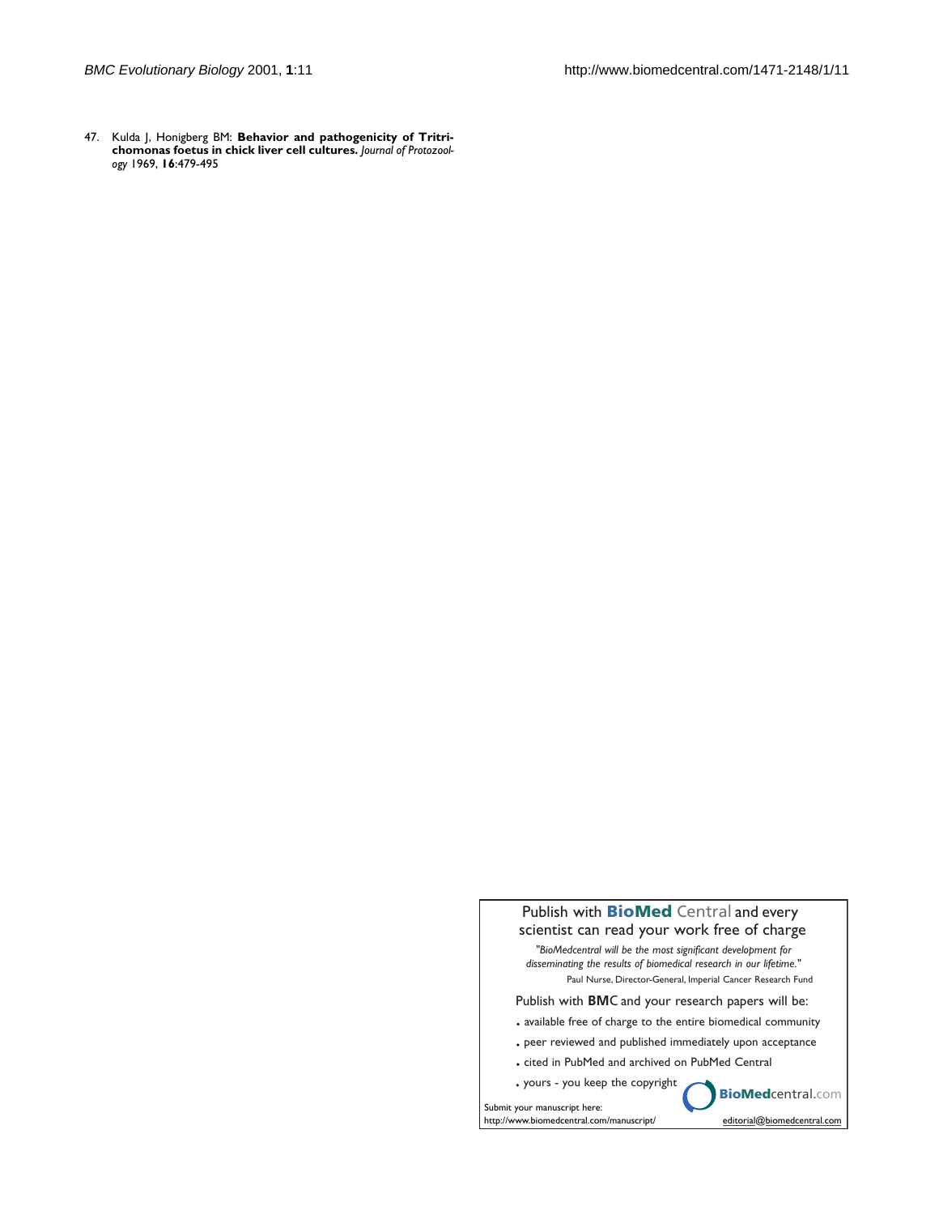47. Kulda J, Honigberg BM: **Behavior and pathogenicity of Tritrichomonas foetus in chick liver cell cultures.** *Journal of Protozoology* 1969, **16**:479-495

Publish with **BioMed** Central and every scientist can read your work free of charge

*"BioMedcentral will be the most significant development for disseminating the results of biomedical research in our lifetime."*

Paul Nurse, Director-General, Imperial Cancer Research Fund

Publish with **BMC** and your research papers will be:

- available free of charge to the entire biomedical community
- peer reviewed and published immediately upon acceptance
- cited in PubMed and archived on PubMed Central
- yours - you keep the copyright

**BioMed**central.com

Submit your manuscript here:
http://www.biomedcentral.com/manuscript/

editorial@biomedcentral.com